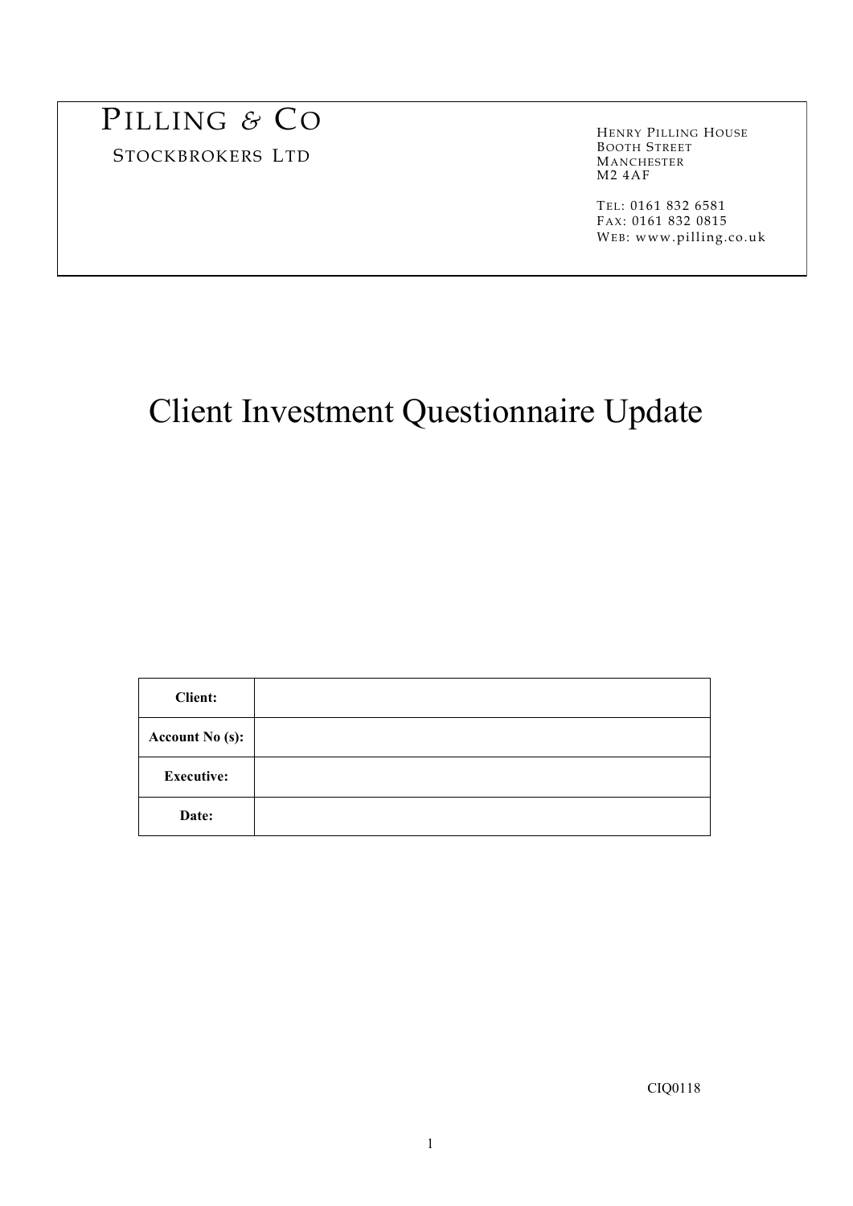PILLING & CO

STOCKBROKERS LTD

HENRY PILLING HOUSE
BOOTH STREET
MANCHESTER
M2 4AF

TEL: 0161 832 6581
FAX: 0161 832 0815
WEB: www.pilling.co.uk

# Client Investment Questionnaire Update

| **Client:** | |
|---|---|
| **Account No (s):** | |
| **Executive:** | |
| **Date:** | |

CIQ0118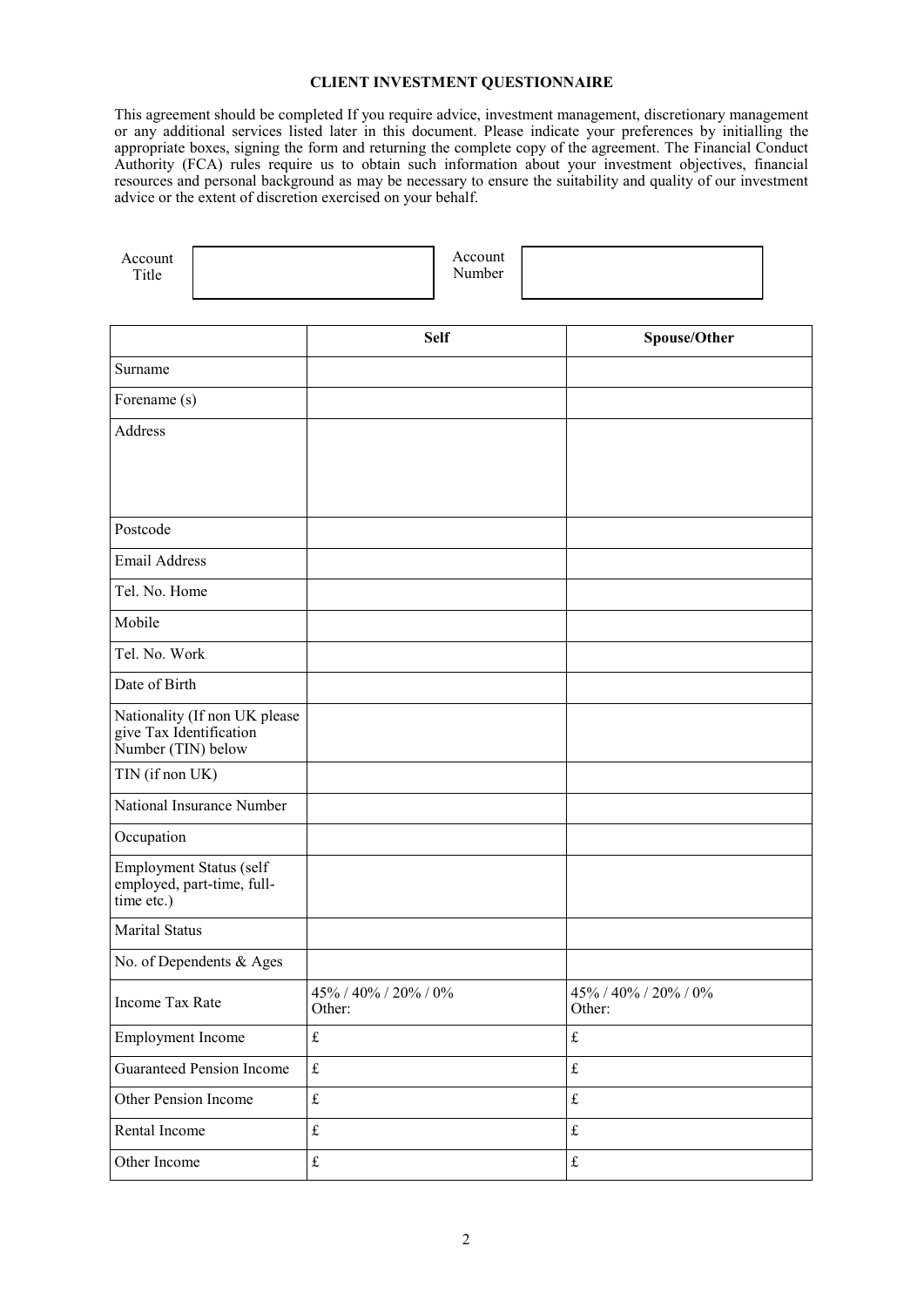# CLIENT INVESTMENT QUESTIONNAIRE

This agreement should be completed If you require advice, investment management, discretionary management or any additional services listed later in this document. Please indicate your preferences by initialling the appropriate boxes, signing the form and returning the complete copy of the agreement. The Financial Conduct Authority (FCA) rules require us to obtain such information about your investment objectives, financial resources and personal background as may be necessary to ensure the suitability and quality of our investment advice or the extent of discretion exercised on your behalf.

| Account Title | | Account Number | |
|---|---|---|---|

| | Self | Spouse/Other |
|---|---|---|
| Surname | | |
| Forename (s) | | |
| Address | | |
| Postcode | | |
| Email Address | | |
| Tel. No. Home | | |
| Mobile | | |
| Tel. No. Work | | |
| Date of Birth | | |
| Nationality (If non UK please give Tax Identification Number (TIN) below | | |
| TIN (if non UK) | | |
| National Insurance Number | | |
| Occupation | | |
| Employment Status (self employed, part-time, full-time etc.) | | |
| Marital Status | | |
| No. of Dependents & Ages | | |
| Income Tax Rate | 45% / 40% / 20% / 0% Other: | 45% / 40% / 20% / 0% Other: |
| Employment Income | £ | £ |
| Guaranteed Pension Income | £ | £ |
| Other Pension Income | £ | £ |
| Rental Income | £ | £ |
| Other Income | £ | £ |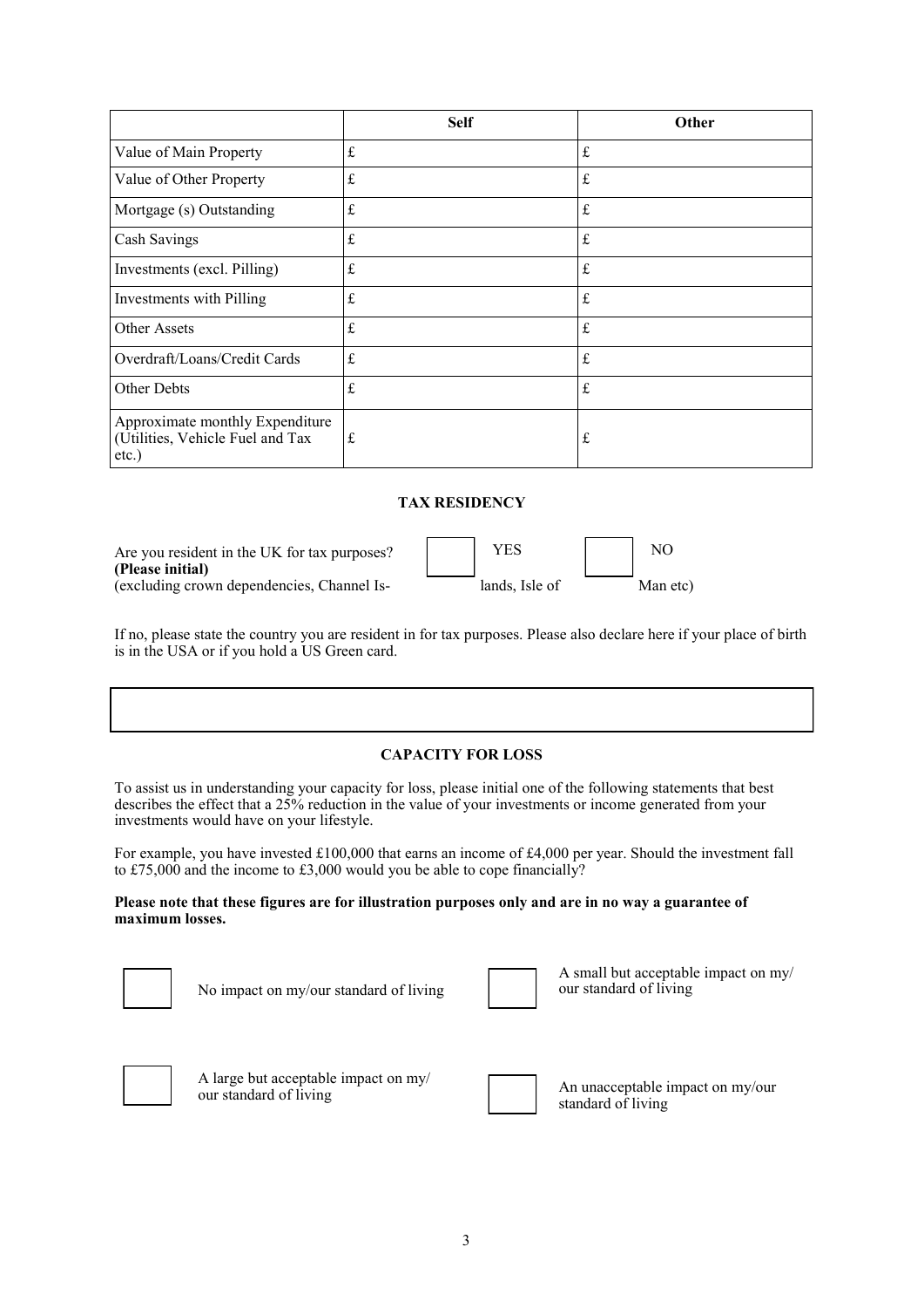| | Self | Other |
|---|---|---|
| Value of Main Property | £ | £ |
| Value of Other Property | £ | £ |
| Mortgage (s) Outstanding | £ | £ |
| Cash Savings | £ | £ |
| Investments (excl. Pilling) | £ | £ |
| Investments with Pilling | £ | £ |
| Other Assets | £ | £ |
| Overdraft/Loans/Credit Cards | £ | £ |
| Other Debts | £ | £ |
| Approximate monthly Expenditure (Utilities, Vehicle Fuel and Tax etc.) | £ | £ |

## TAX RESIDENCY

Are you resident in the UK for tax purposes? **(Please initial)** (excluding crown dependencies, Channel Islands, Isle of Man etc)

☐ YES ☐ NO

If no, please state the country you are resident in for tax purposes. Please also declare here if your place of birth is in the USA or if you hold a US Green card.

| |
|---|
| |

## CAPACITY FOR LOSS

To assist us in understanding your capacity for loss, please initial one of the following statements that best describes the effect that a 25% reduction in the value of your investments or income generated from your investments would have on your lifestyle.

For example, you have invested £100,000 that earns an income of £4,000 per year. Should the investment fall to £75,000 and the income to £3,000 would you be able to cope financially?

**Please note that these figures are for illustration purposes only and are in no way a guarantee of maximum losses.**

☐ No impact on my/our standard of living

☐ A small but acceptable impact on my/our standard of living

☐ A large but acceptable impact on my/our standard of living

☐ An unacceptable impact on my/our standard of living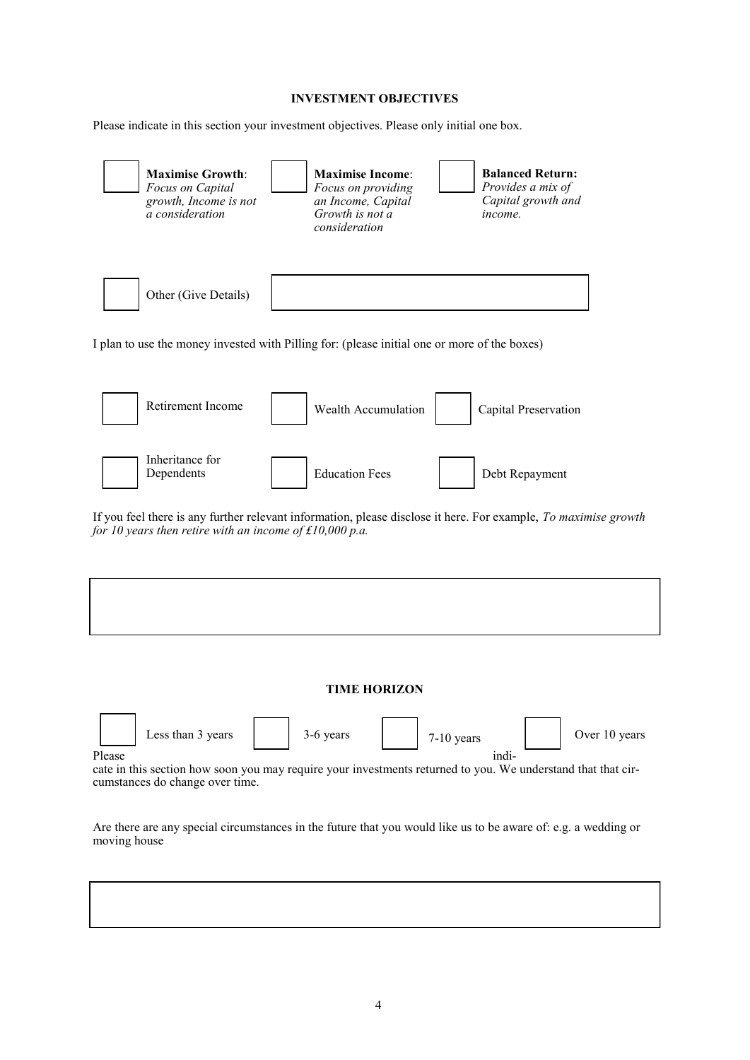## INVESTMENT OBJECTIVES

Please indicate in this section your investment objectives. Please only initial one box.

☐ **Maximise Growth**: *Focus on Capital growth, Income is not a consideration*

☐ **Maximise Income**: *Focus on providing an Income, Capital Growth is not a consideration*

☐ **Balanced Return:** *Provides a mix of Capital growth and income.*

☐ Other (Give Details)

I plan to use the money invested with Pilling for: (please initial one or more of the boxes)

☐ Retirement Income

☐ Wealth Accumulation

☐ Capital Preservation

☐ Inheritance for Dependents

☐ Education Fees

☐ Debt Repayment

If you feel there is any further relevant information, please disclose it here. For example, *To maximise growth for 10 years then retire with an income of £10,000 p.a.*

## TIME HORIZON

☐ Less than 3 years

☐ 3-6 years

☐ 7-10 years

☐ Over 10 years

Please indicate in this section how soon you may require your investments returned to you. We understand that circumstances do change over time.

Are there are any special circumstances in the future that you would like us to be aware of: e.g. a wedding or moving house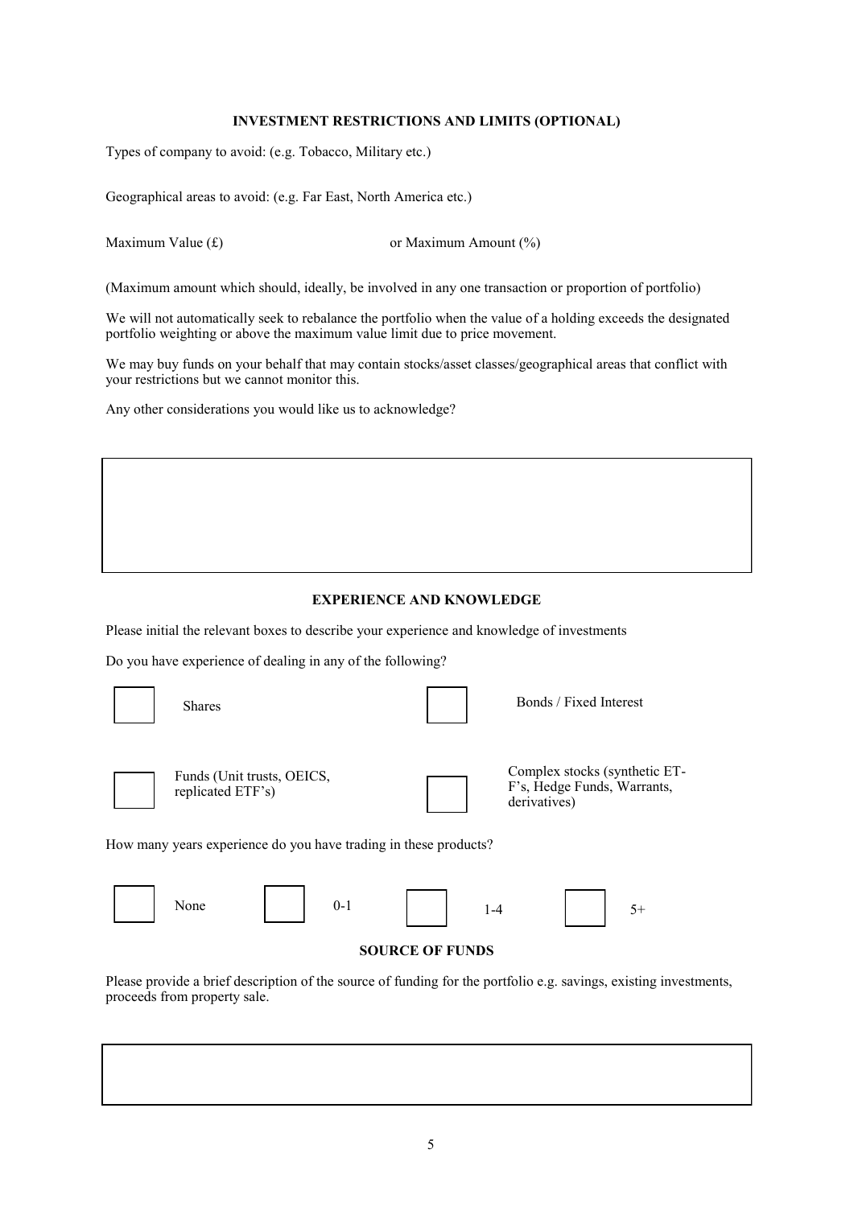## INVESTMENT RESTRICTIONS AND LIMITS (OPTIONAL)

Types of company to avoid: (e.g. Tobacco, Military etc.)

Geographical areas to avoid: (e.g. Far East, North America etc.)

Maximum Value (£) or Maximum Amount (%)

(Maximum amount which should, ideally, be involved in any one transaction or proportion of portfolio)

We will not automatically seek to rebalance the portfolio when the value of a holding exceeds the designated portfolio weighting or above the maximum value limit due to price movement.

We may buy funds on your behalf that may contain stocks/asset classes/geographical areas that conflict with your restrictions but we cannot monitor this.

Any other considerations you would like us to acknowledge?

## EXPERIENCE AND KNOWLEDGE

Please initial the relevant boxes to describe your experience and knowledge of investments

Do you have experience of dealing in any of the following?

- [ ] Shares
- [ ] Bonds / Fixed Interest
- [ ] Funds (Unit trusts, OEICS, replicated ETF's)
- [ ] Complex stocks (synthetic ET-F's, Hedge Funds, Warrants, derivatives)

How many years experience do you have trading in these products?

- [ ] None
- [ ] 0-1
- [ ] 1-4
- [ ] 5+

## SOURCE OF FUNDS

Please provide a brief description of the source of funding for the portfolio e.g. savings, existing investments, proceeds from property sale.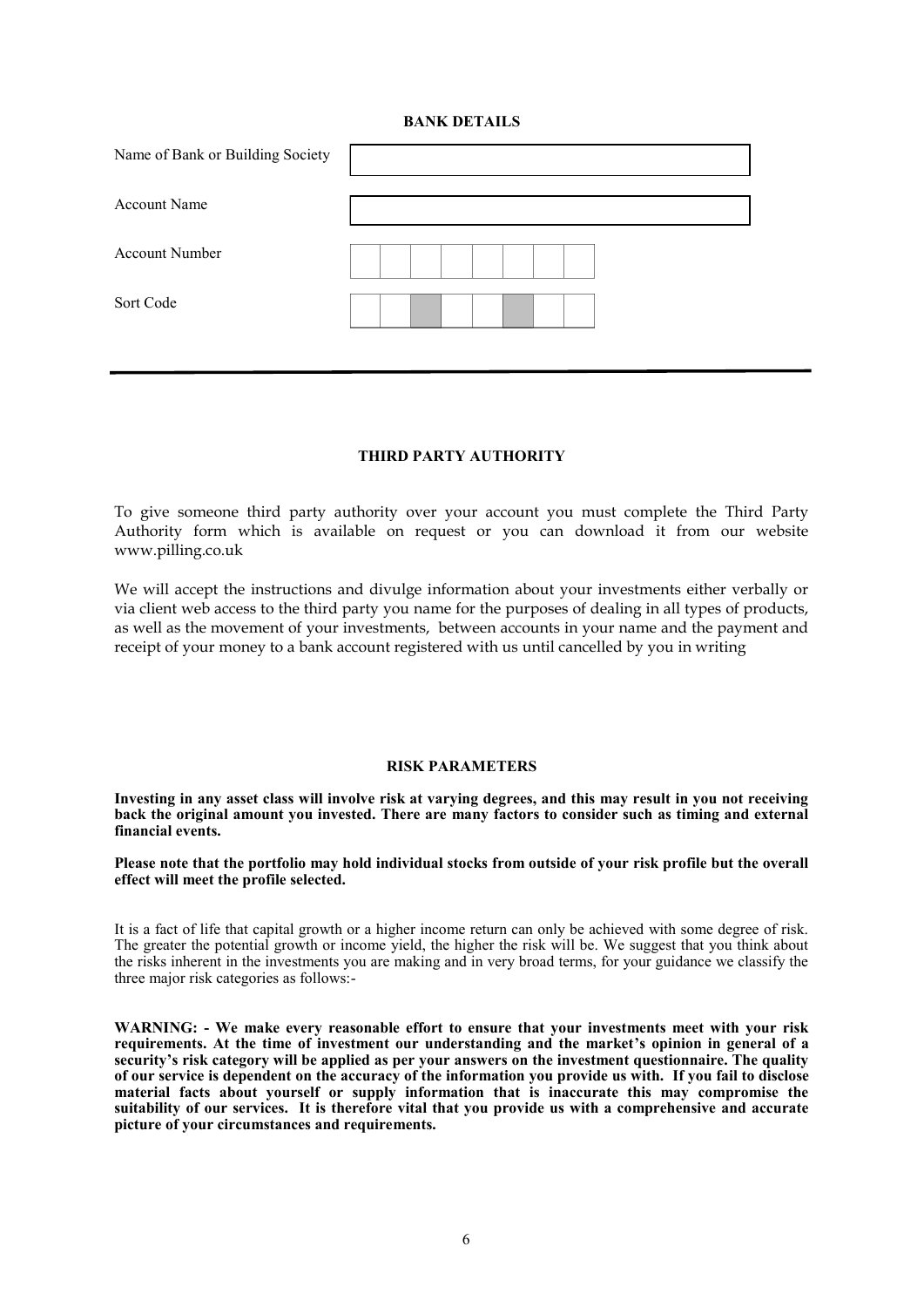## BANK DETAILS

| | |
|---|---|
| Name of Bank or Building Society | |
| Account Name | |
| Account Number | |
| Sort Code | |

---

## THIRD PARTY AUTHORITY

To give someone third party authority over your account you must complete the Third Party Authority form which is available on request or you can download it from our website www.pilling.co.uk

We will accept the instructions and divulge information about your investments either verbally or via client web access to the third party you name for the purposes of dealing in all types of products, as well as the movement of your investments, between accounts in your name and the payment and receipt of your money to a bank account registered with us until cancelled by you in writing

## RISK PARAMETERS

**Investing in any asset class will involve risk at varying degrees, and this may result in you not receiving back the original amount you invested. There are many factors to consider such as timing and external financial events.**

**Please note that the portfolio may hold individual stocks from outside of your risk profile but the overall effect will meet the profile selected.**

It is a fact of life that capital growth or a higher income return can only be achieved with some degree of risk. The greater the potential growth or income yield, the higher the risk will be. We suggest that you think about the risks inherent in the investments you are making and in very broad terms, for your guidance we classify the three major risk categories as follows:-

**WARNING: - We make every reasonable effort to ensure that your investments meet with your risk requirements. At the time of investment our understanding and the market's opinion in general of a security's risk category will be applied as per your answers on the investment questionnaire. The quality of our service is dependent on the accuracy of the information you provide us with. If you fail to disclose material facts about yourself or supply information that is inaccurate this may compromise the suitability of our services. It is therefore vital that you provide us with a comprehensive and accurate picture of your circumstances and requirements.**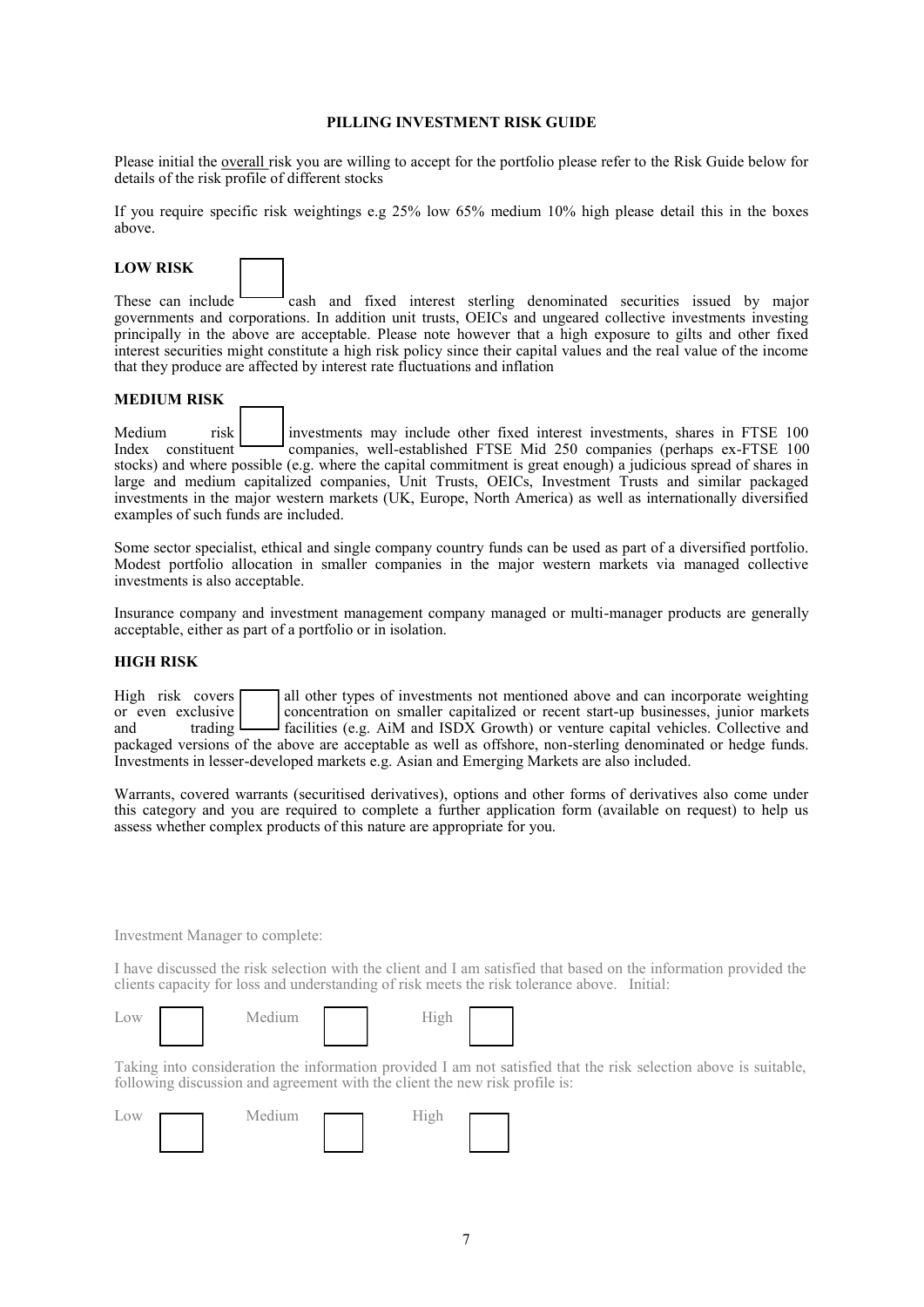## PILLING INVESTMENT RISK GUIDE

Please initial the overall risk you are willing to accept for the portfolio please refer to the Risk Guide below for details of the risk profile of different stocks

If you require specific risk weightings e.g 25% low 65% medium 10% high please detail this in the boxes above.

### LOW RISK

These can include cash and fixed interest sterling denominated securities issued by major governments and corporations. In addition unit trusts, OEICs and ungeared collective investments investing principally in the above are acceptable. Please note however that a high exposure to gilts and other fixed interest securities might constitute a high risk policy since their capital values and the real value of the income that they produce are affected by interest rate fluctuations and inflation

### MEDIUM RISK

Medium risk investments may include other fixed interest investments, shares in FTSE 100 Index constituent companies, well-established FTSE Mid 250 companies (perhaps ex-FTSE 100 stocks) and where possible (e.g. where the capital commitment is great enough) a judicious spread of shares in large and medium capitalized companies, Unit Trusts, OEICs, Investment Trusts and similar packaged investments in the major western markets (UK, Europe, North America) as well as internationally diversified examples of such funds are included.

Some sector specialist, ethical and single company country funds can be used as part of a diversified portfolio. Modest portfolio allocation in smaller companies in the major western markets via managed collective investments is also acceptable.

Insurance company and investment management company managed or multi-manager products are generally acceptable, either as part of a portfolio or in isolation.

### HIGH RISK

High risk covers all other types of investments not mentioned above and can incorporate weighting or even exclusive concentration on smaller capitalized or recent start-up businesses, junior markets and trading facilities (e.g. AiM and ISDX Growth) or venture capital vehicles. Collective and packaged versions of the above are acceptable as well as offshore, non-sterling denominated or hedge funds. Investments in lesser-developed markets e.g. Asian and Emerging Markets are also included.

Warrants, covered warrants (securitised derivatives), options and other forms of derivatives also come under this category and you are required to complete a further application form (available on request) to help us assess whether complex products of this nature are appropriate for you.

Investment Manager to complete:

I have discussed the risk selection with the client and I am satisfied that based on the information provided the clients capacity for loss and understanding of risk meets the risk tolerance above. Initial:

Low ☐ Medium ☐ High ☐

Taking into consideration the information provided I am not satisfied that the risk selection above is suitable, following discussion and agreement with the client the new risk profile is:

Low ☐ Medium ☐ High ☐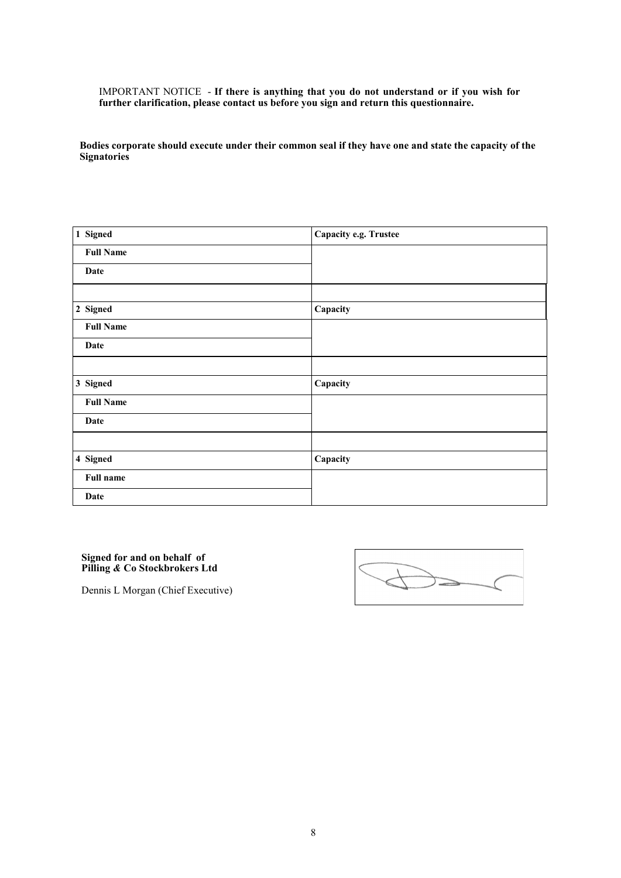IMPORTANT NOTICE - **If there is anything that you do not understand or if you wish for further clarification, please contact us before you sign and return this questionnaire.**

**Bodies corporate should execute under their common seal if they have one and state the capacity of the Signatories**

| | |
|---|---|
| **1 Signed** | **Capacity e.g. Trustee** |
| **Full Name** | |
| **Date** | |
| | |
| **2 Signed** | **Capacity** |
| **Full Name** | |
| **Date** | |
| | |
| **3 Signed** | **Capacity** |
| **Full Name** | |
| **Date** | |
| | |
| **4 Signed** | **Capacity** |
| **Full name** | |
| **Date** | |

**Signed for and on behalf of**
**Pilling & Co Stockbrokers Ltd**

Dennis L Morgan (Chief Executive)